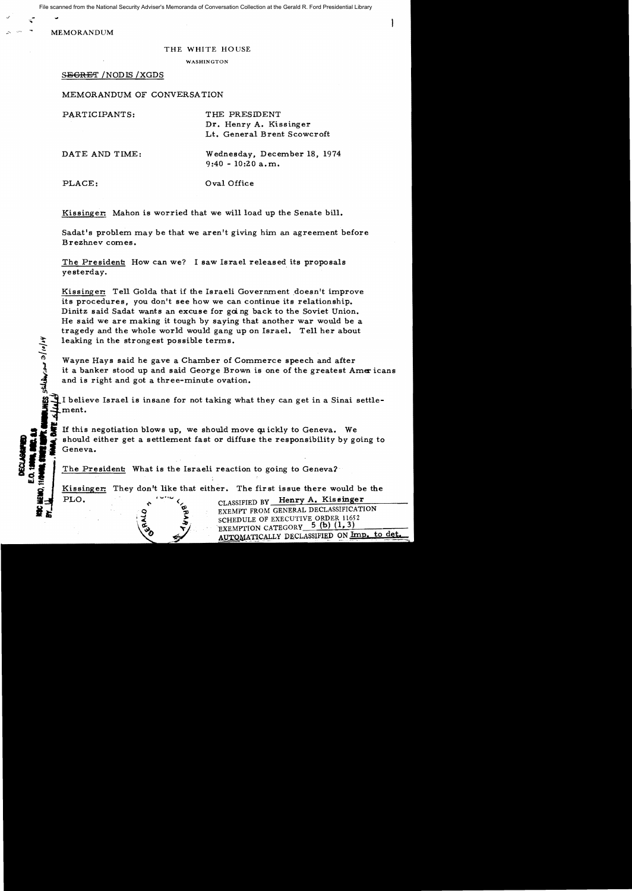MEMORANDUM

THE WHITE HOUSE

WASHINGTON

~~SECRET~~ /NODIS /XGDS

MEMORANDUM OF CONVERSATION

PARTICIPANTS: THE PRESIDENT
Dr. Henry A. Kissinger
Lt. General Brent Scowcroft

DATE AND TIME: Wednesday, December 18, 1974
9:40 - 10:20 a.m.

PLACE: Oval Office

Kissinger: Mahon is worried that we will load up the Senate bill.

Sadat's problem may be that we aren't giving him an agreement before Brezhnev comes.

The President: How can we? I saw Israel released its proposals yesterday.

Kissinger: Tell Golda that if the Israeli Government doesn't improve its procedures, you don't see how we can continue its relationship. Dinitz said Sadat wants an excuse for going back to the Soviet Union. He said we are making it tough by saying that another war would be a tragedy and the whole world would gang up on Israel. Tell her about leaking in the strongest possible terms.

Wayne Hays said he gave a Chamber of Commerce speech and after it a banker stood up and said George Brown is one of the greatest Americans and is right and got a three-minute ovation.

I believe Israel is insane for not taking what they can get in a Sinai settlement.

If this negotiation blows up, we should move quickly to Geneva. We should either get a settlement fast or diffuse the responsibility by going to Geneva.

The President: What is the Israeli reaction to going to Geneva?

Kissinger: They don't like that either. The first issue there would be the PLO.

CLASSIFIED BY Henry A. Kissinger
EXEMPT FROM GENERAL DECLASSIFICATION
SCHEDULE OF EXECUTIVE ORDER 11652
EXEMPTION CATEGORY 5 (b) (1, 3)
AUTOMATICALLY DECLASSIFIED ON Imp. to det.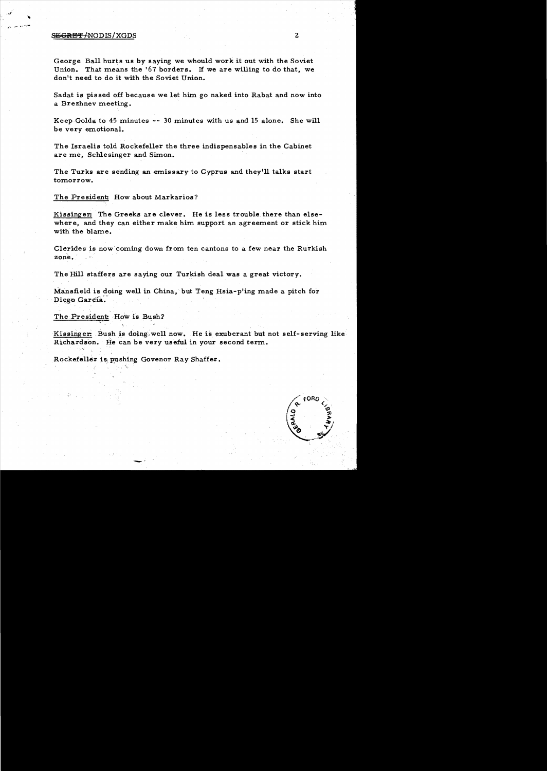George Ball hurts us by saying we whould work it out with the Soviet Union. That means the '67 borders. If we are willing to do that, we don't need to do it with the Soviet Union.

Sadat is pissed off because we let him go naked into Rabat and now into a Brezhnev meeting.

Keep Golda to 45 minutes -- 30 minutes with us and 15 alone. She will be very emotional.

The Israelis told Rockefeller the three indispensables in the Cabinet are me, Schlesinger and Simon.

The Turks are sending an emissary to Cyprus and they'll talks start tomorrow.

The President: How about Markarios?

Kissinger: The Greeks are clever. He is less trouble there than elsewhere, and they can either make him support an agreement or stick him with the blame.

Clerides is now coming down from ten cantons to a few near the Rurkish zone.

The Hill staffers are saying our Turkish deal was a great victory.

Mansfield is doing well in China, but Teng Hsia-p'ing made a pitch for Diego Garcia.

The President: How is Bush?

Kissinger: Bush is doing well now. He is exuberant but not self-serving like Richardson. He can be very useful in your second term.

Rockefeller is pushing Govenor Ray Shaffer.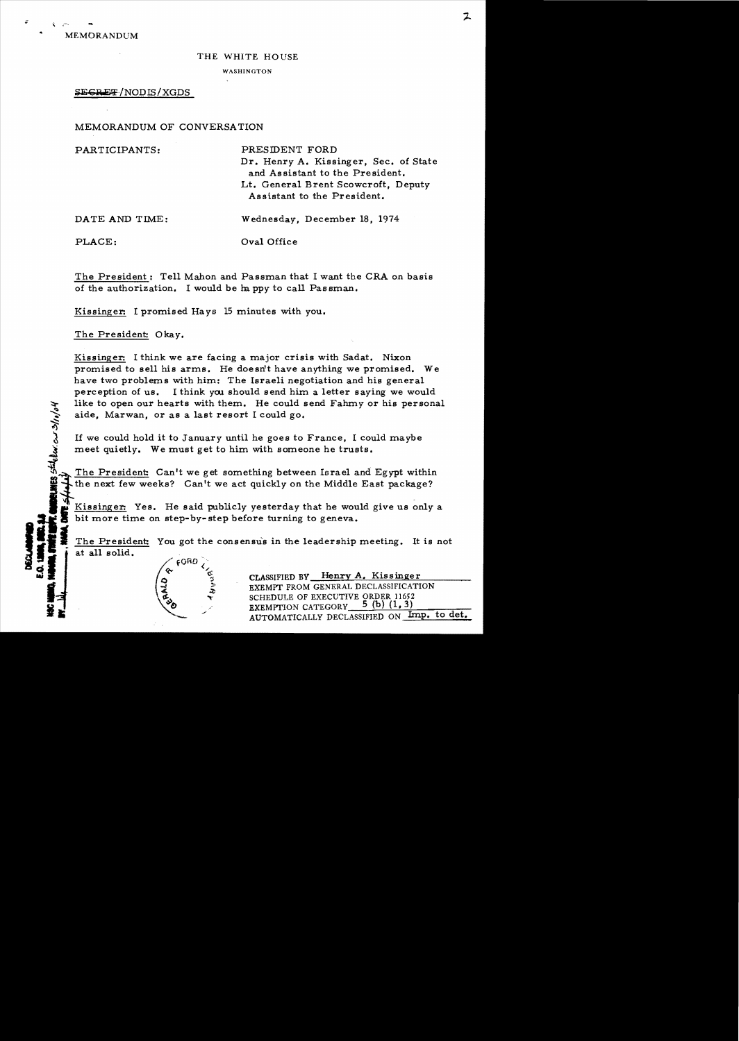MEMORANDUM

THE WHITE HOUSE

WASHINGTON

~~SECRET~~/NODIS/XGDS

MEMORANDUM OF CONVERSATION

PARTICIPANTS: PRESIDENT FORD
Dr. Henry A. Kissinger, Sec. of State and Assistant to the President.
Lt. General Brent Scowcroft, Deputy Assistant to the President.

DATE AND TIME: Wednesday, December 18, 1974

PLACE: Oval Office

The President: Tell Mahon and Passman that I want the CRA on basis of the authorization. I would be happy to call Passman.

Kissinger: I promised Hays 15 minutes with you.

The President: Okay.

Kissinger: I think we are facing a major crisis with Sadat. Nixon promised to sell his arms. He doesn't have anything we promised. We have two problems with him: The Israeli negotiation and his general perception of us. I think you should send him a letter saying we would like to open our hearts with them. He could send Fahmy or his personal aide, Marwan, or as a last resort I could go.

If we could hold it to January until he goes to France, I could maybe meet quietly. We must get to him with someone he trusts.

The President: Can't we get something between Israel and Egypt within the next few weeks? Can't we act quickly on the Middle East package?

Kissinger: Yes. He said publicly yesterday that he would give us only a bit more time on step-by-step before turning to geneva.

The President: You got the consensus in the leadership meeting. It is not at all solid.

CLASSIFIED BY Henry A. Kissinger
EXEMPT FROM GENERAL DECLASSIFICATION SCHEDULE OF EXECUTIVE ORDER 11652
EXEMPTION CATEGORY 5 (b) (1, 3)
AUTOMATICALLY DECLASSIFIED ON Imp. to det.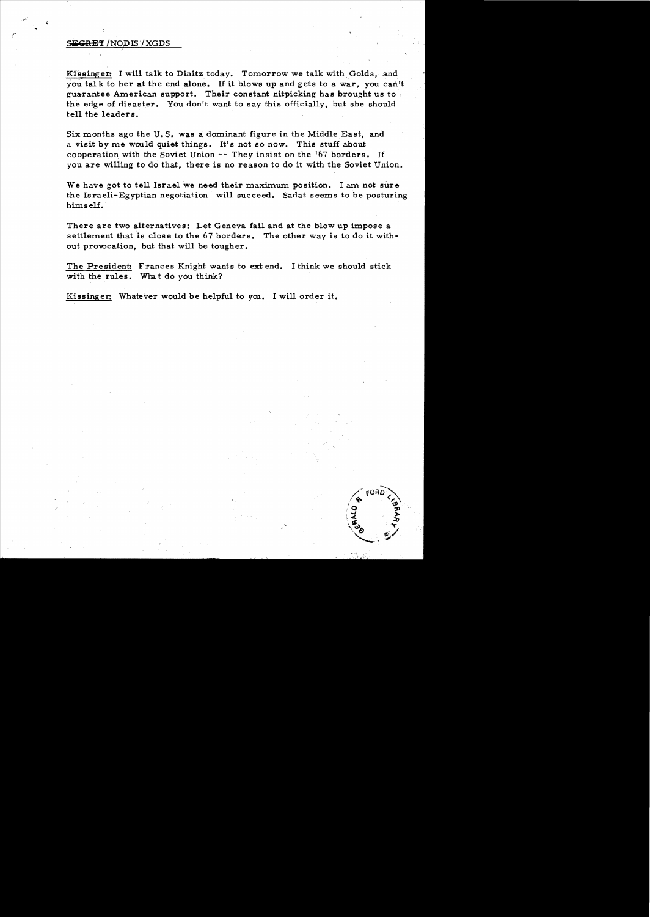SECRET/NODIS/XGDS

Kissinger: I will talk to Dinitz today. Tomorrow we talk with Golda, and you talk to her at the end alone. If it blows up and gets to a war, you can't guarantee American support. Their constant nitpicking has brought us to the edge of disaster. You don't want to say this officially, but she should tell the leaders.

Six months ago the U.S. was a dominant figure in the Middle East, and a visit by me would quiet things. It's not so now. This stuff about cooperation with the Soviet Union -- They insist on the '67 borders. If you are willing to do that, there is no reason to do it with the Soviet Union.

We have got to tell Israel we need their maximum position. I am not sure the Israeli-Egyptian negotiation will succeed. Sadat seems to be posturing himself.

There are two alternatives: Let Geneva fail and at the blow up impose a settlement that is close to the 67 borders. The other way is to do it without provocation, but that will be tougher.

The President: Frances Knight wants to extend. I think we should stick with the rules. What do you think?

Kissinger: Whatever would be helpful to you. I will order it.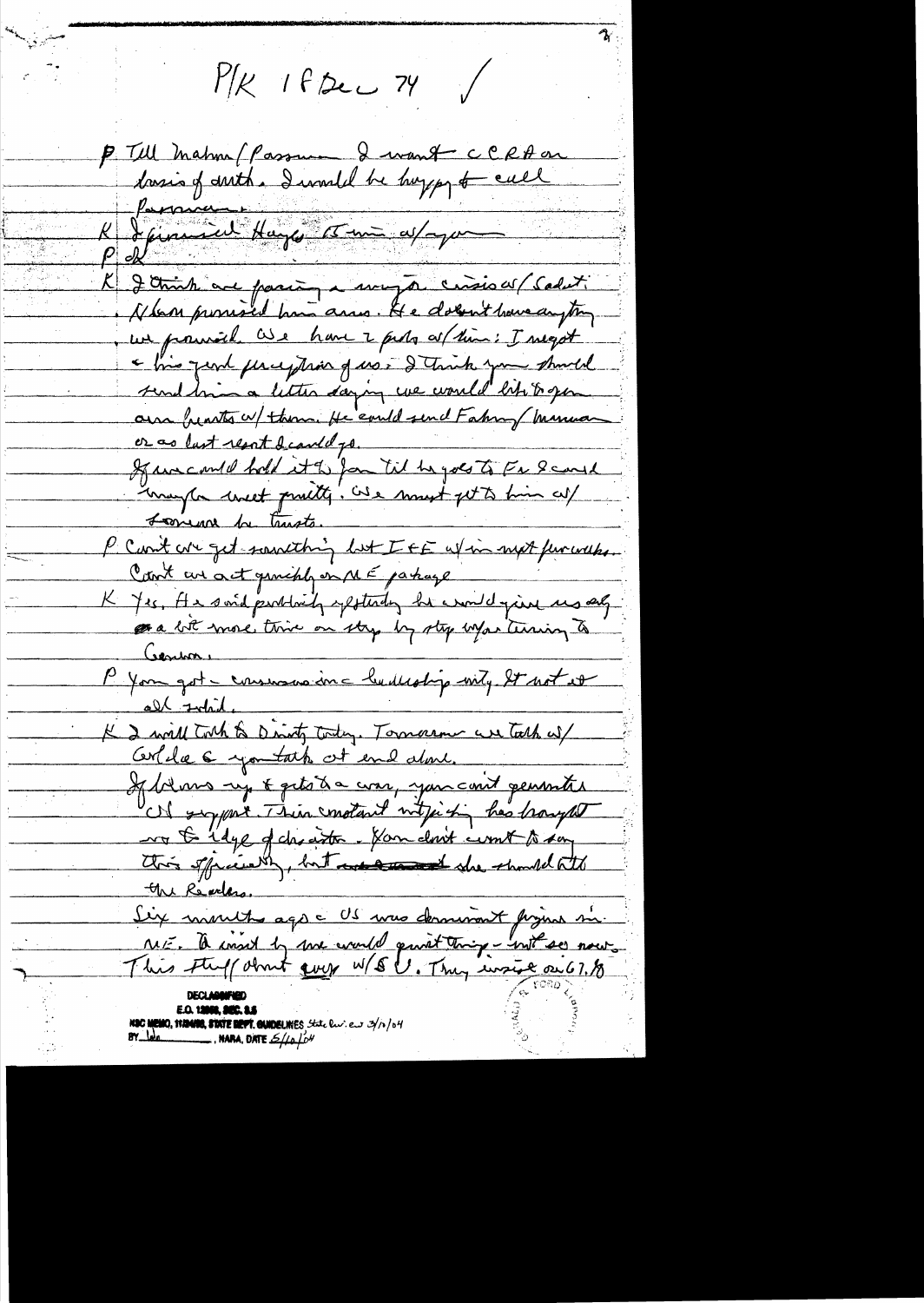P/K 18 Dec 74

P Tell Mahon/Passman I want CCRA on basis of merit. I would be happy to call Passman.

K I promised Hays 15 min w/you

P ok

K I think we are facing a major crisis w/ Sadat. Nixon promised him arms. He doesn't have anything we promised. We have 2 probs w/ him: I negot & his good perception of us. I think you should send him a letter saying we would like to open our hearts w/ them. He could send Fahmy/Marwan or as last resort I could go. If we could hold it to Jan til he goes to Ev I could maybe meet quietly. We must get to him w/ someone he trusts.

P Can't we get something but I&E w/in next few weeks. Can't we act quickly on ME package

K Yes. He said publicly yesterday he would give us only a bit more time on step by step before turning to Geneva.

P You got consensus on leadership mtg. It not at all solid.

K I will talk to Dinitz today. Tomorrow we talk w/ Cordle & you talk at end alone.

If blows up & gets to a war, you can't generate US support. Their constant nitpicking has brought us to edge of disaster. You don't want to say this officially, but she should tell the Readers.

Six months ago US was dominant figure in ME. It would be unwise to question that. Not so now. This stuff about guys w/ SU. They insist on 67, 18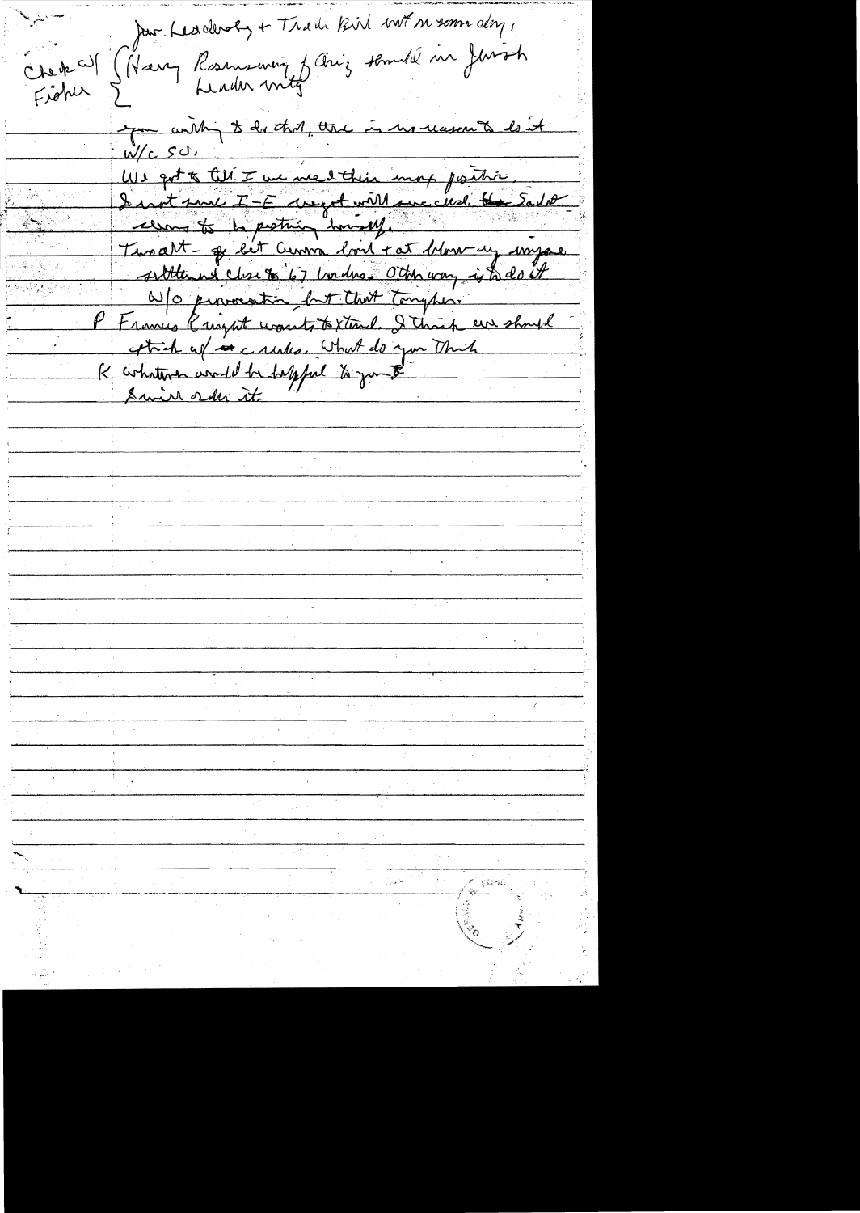Jew. Leadership + Trade Bill not in some day,

Check w/ Fisher { Harry Rosenzweig of Ariz should be in Jewish Leader mtg

you willing to do that, there is no reason to do it W/c SU.

We got to tell I we need their map position.

I not sure I-E [?] will succeed. The Sadat seems to be putting himself.

Twoalt - If let Geneva [?] + at blow up impose settlement close to '67 borders. Other way is to do it w/o provocation but that tougher.

P Francis Knight wants to extend. I think we should stick w/ the rules. What do you think

K whatever would be helpful to you. I will order it.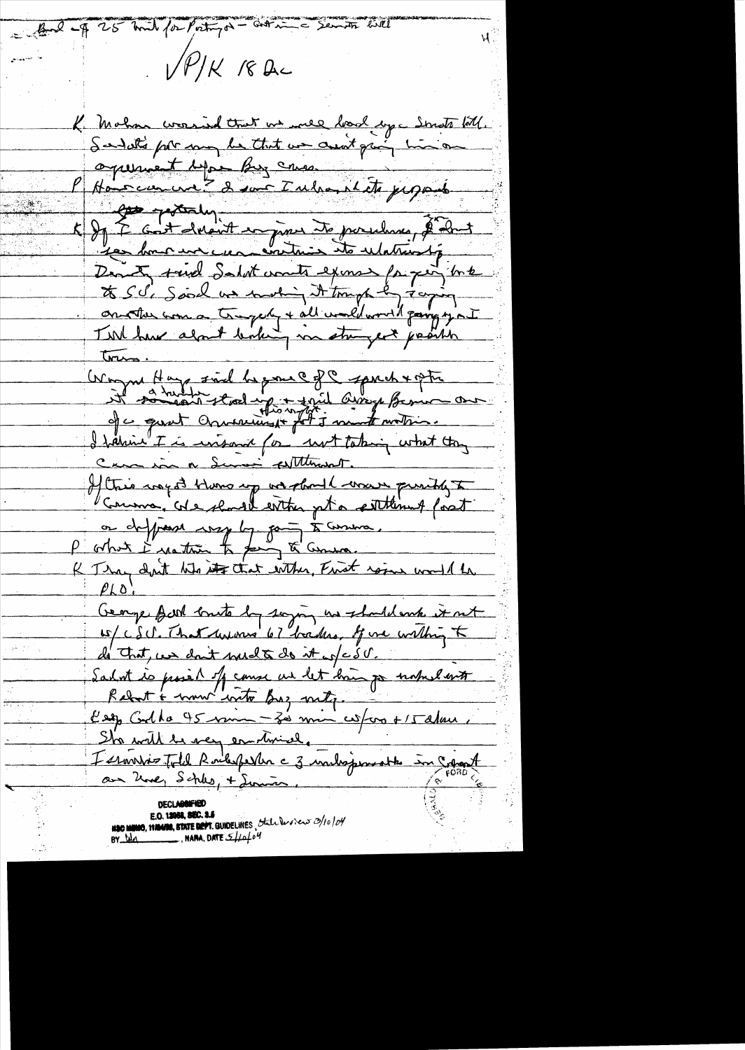– Bud – $25 mil for Portugal – Got in c Senate bill

4

√P/K 18 Dec

K Mahon worried that we will beat up c Senate bill. Sadat's pol may be that we aren't giving him an agreement before Big cause.

P How can we? I saw I ... ... proposals yesterday.

K If I got detente engines to purchase, I don't see how we can continue its relationship. Dinitz said Sadat wants express for going back to S/C. Said we nothing. It tough by saying another war a tragedy + all would would going up an I Tel Aviv about looking in strongest position.

Wagner Hays said he gone C of C speech + after it someone stood up + said Assays Bernier on of c great Americans + got 5 minute ovation. I believe I is unsound for not taking what they can in a Sinai settlement.

If this rays it blows up we should move quickly to Geneva. We should either get a settlement first or diffuse it by going to Geneva.

P What I rather to going to Geneva.

K They don't like that either. First issue would be PLO.

George Ball wrote by saying we should work it not w/c S.U. That would 67 borders. If we willing to do that, we don't need to do it w/c S.U.

Sadat is pissed off cause we let him go unpublished with Rabat + move into Big unity.

Eng Golda 45 min – 30 min w/us + 15 alone. She will be very emotional.

Isarnin told Rockefeller c 3 underground in Cabinet over time, Schles, + Simon.

DECLASSIFIED
E.O. 12958, SEC. 3.5
NSC MEMO, 11/24/98, STATE DEPT. GUIDELINES State Review 3/10/04
BY ___ , NARA, DATE 5/10/04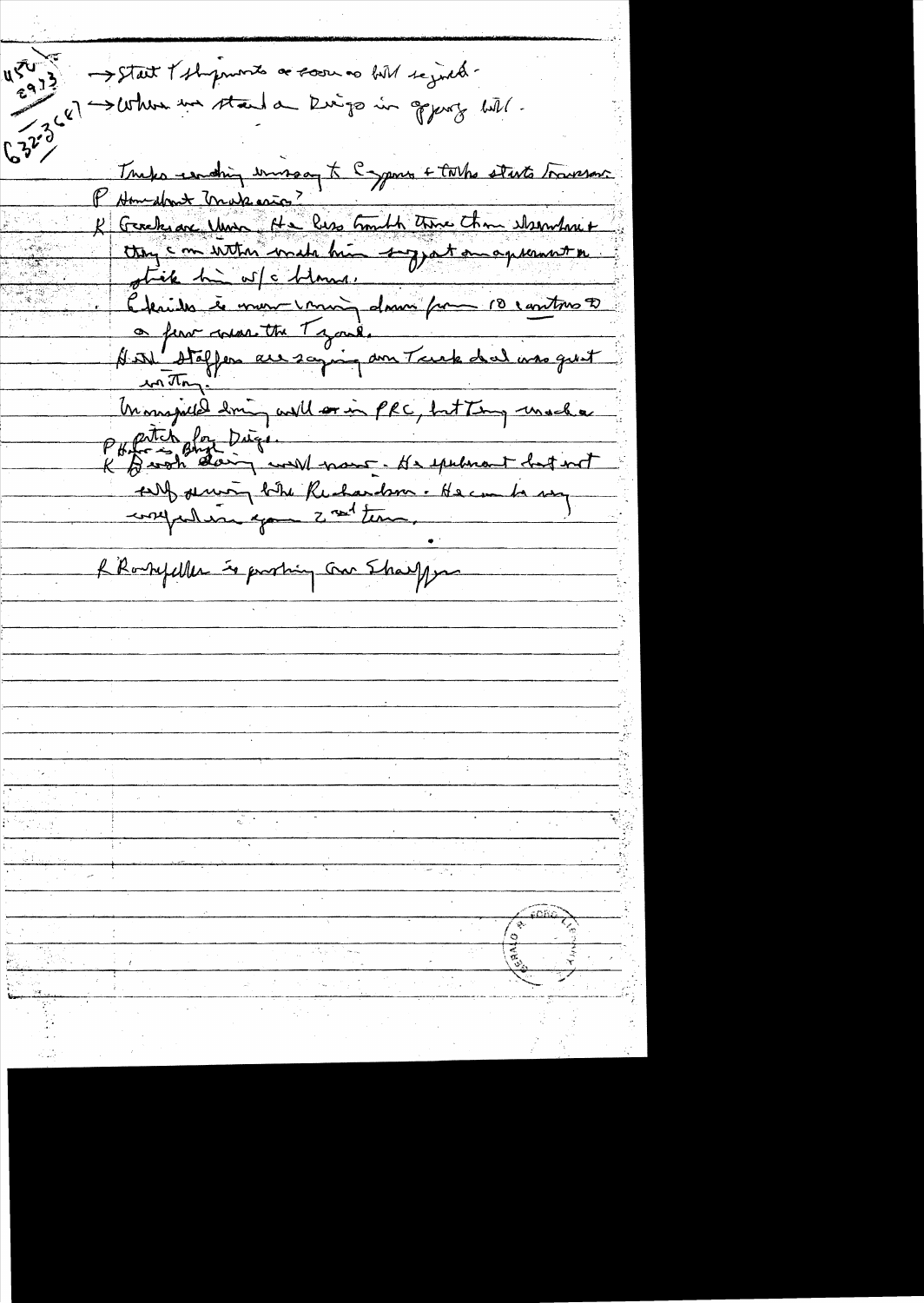USG 2913 6323(K) → Start shipments as soon as bill signed.
→ Where we stand on Diego in ??? bill.

Turks sending envoy to Cyprus & talks starts tomorrow.

P How about Makarios?

K Greeks are in... He has much more than I thought & they... make him suggest an agreement...

... is now moving down from 10 cantons to a few near the Turks.

Hill staffers are saying our Turk deal was great ...

Mansfield doing well in PRC, but Teng made a pitch for Diego.

P Hohenberg?

K Bush doing well now. He ... but not ... Richardson. He ... 2nd time.

K Rockefeller is pushing our Sharp...